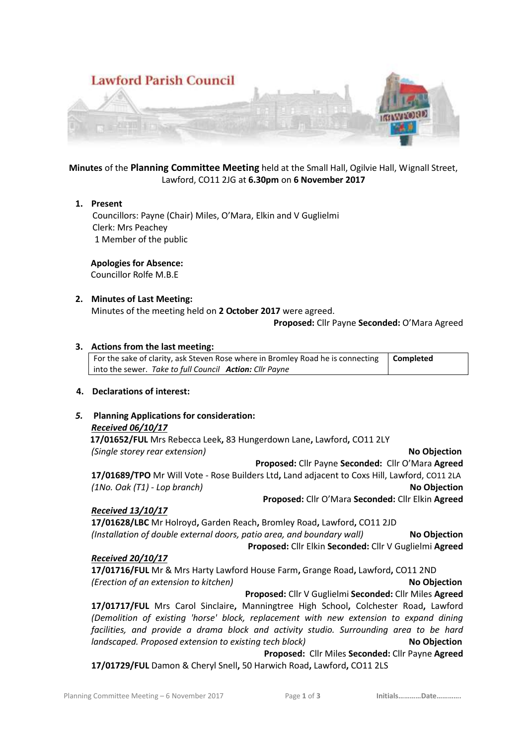# Lawford Parish Council

**Minutes** of the **Planning Committee Meeting** held at the Small Hall, Ogilvie Hall, Wignall Street, Lawford, CO11 2JG at **6.30pm** on **6 November 2017**

1. **Present**
   Councillors: Payne (Chair) Miles, O'Mara, Elkin and V Guglielmi
   Clerk: Mrs Peachey
   1 Member of the public

   **Apologies for Absence:**
   Councillor Rolfe M.B.E

2. **Minutes of Last Meeting:**
   Minutes of the meeting held on **2 October 2017** were agreed.
   **Proposed:** Cllr Payne **Seconded:** O'Mara Agreed

3. **Actions from the last meeting:**

| | |
|---|---|
| For the sake of clarity, ask Steven Rose where in Bromley Road he is connecting into the sewer. *Take to full Council* ***Action:*** *Cllr Payne* | **Completed** |

4. **Declarations of interest:**

5. **Planning Applications for consideration:**

***Received 06/10/17***

**17/01652/FUL** Mrs Rebecca Leek**,** 83 Hungerdown Lane**,** Lawford**,** CO11 2LY
*(Single storey rear extension)* **No Objection**
**Proposed:** Cllr Payne **Seconded:** Cllr O'Mara **Agreed**

**17/01689/TPO** Mr Will Vote - Rose Builders Ltd**,** Land adjacent to Coxs Hill, Lawford, CO11 2LA
*(1No. Oak (T1) - Lop branch)* **No Objection**
**Proposed:** Cllr O'Mara **Seconded:** Cllr Elkin **Agreed**

***Received 13/10/17***

**17/01628/LBC** Mr Holroyd**,** Garden Reach**,** Bromley Road**,** Lawford**,** CO11 2JD
*(Installation of double external doors, patio area, and boundary wall)* **No Objection**
**Proposed:** Cllr Elkin **Seconded:** Cllr V Guglielmi **Agreed**

***Received 20/10/17***

**17/01716/FUL** Mr & Mrs Harty Lawford House Farm**,** Grange Road**,** Lawford**,** CO11 2ND
*(Erection of an extension to kitchen)* **No Objection**
**Proposed:** Cllr V Guglielmi **Seconded:** Cllr Miles **Agreed**

**17/01717/FUL** Mrs Carol Sinclaire**,** Manningtree High School**,** Colchester Road**,** Lawford
*(Demolition of existing 'horse' block, replacement with new extension to expand dining facilities, and provide a drama block and activity studio. Surrounding area to be hard landscaped. Proposed extension to existing tech block)* **No Objection**
**Proposed:** Cllr Miles **Seconded:** Cllr Payne **Agreed**

**17/01729/FUL** Damon & Cheryl Snell**,** 50 Harwich Road**,** Lawford**,** CO11 2LS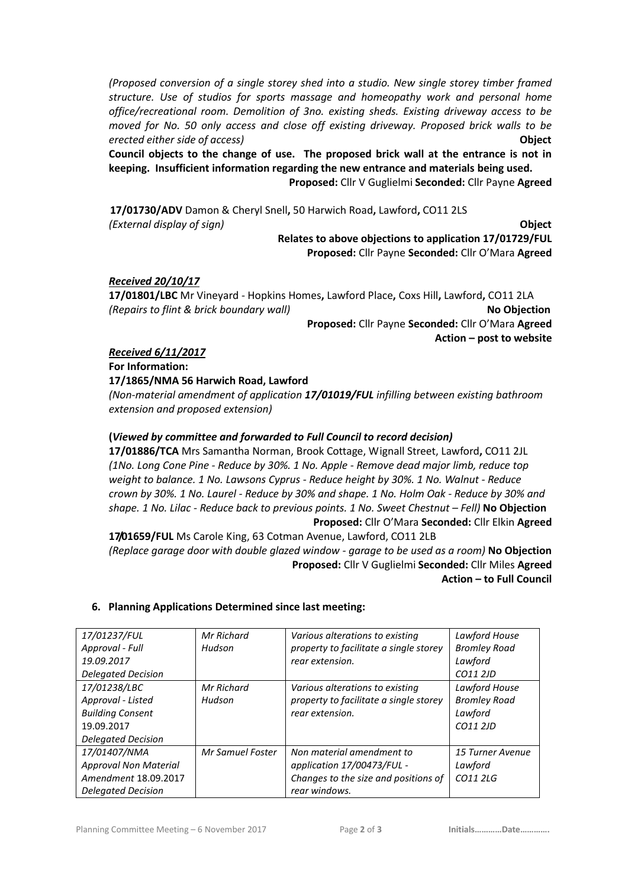*(Proposed conversion of a single storey shed into a studio. New single storey timber framed structure. Use of studios for sports massage and homeopathy work and personal home office/recreational room. Demolition of 3no. existing sheds. Existing driveway access to be moved for No. 50 only access and close off existing driveway. Proposed brick walls to be erected either side of access)* **Object**

**Council objects to the change of use. The proposed brick wall at the entrance is not in keeping. Insufficient information regarding the new entrance and materials being used.**

**Proposed:** Cllr V Guglielmi **Seconded:** Cllr Payne **Agreed**

**17/01730/ADV** Damon & Cheryl Snell**,** 50 Harwich Road**,** Lawford**,** CO11 2LS
*(External display of sign)* **Object**

**Relates to above objections to application 17/01729/FUL**

**Proposed:** Cllr Payne **Seconded:** Cllr O'Mara **Agreed**

***Received 20/10/17***

**17/01801/LBC** Mr Vineyard - Hopkins Homes**,** Lawford Place**,** Coxs Hill**,** Lawford**,** CO11 2LA
*(Repairs to flint & brick boundary wall)* **No Objection**

**Proposed:** Cllr Payne **Seconded:** Cllr O'Mara **Agreed**

**Action – post to website**

***Received 6/11/2017***

**For Information:**

**17/1865/NMA 56 Harwich Road, Lawford**
*(Non-material amendment of application **17/01019/FUL** infilling between existing bathroom extension and proposed extension)*

**(*Viewed by committee and forwarded to Full Council to record decision)***

**17/01886/TCA** Mrs Samantha Norman, Brook Cottage, Wignall Street, Lawford**,** CO11 2JL
*(1No. Long Cone Pine - Reduce by 30%. 1 No. Apple - Remove dead major limb, reduce top weight to balance. 1 No. Lawsons Cyprus - Reduce height by 30%. 1 No. Walnut - Reduce crown by 30%. 1 No. Laurel - Reduce by 30% and shape. 1 No. Holm Oak - Reduce by 30% and shape. 1 No. Lilac - Reduce back to previous points. 1 No. Sweet Chestnut – Fell)* **No Objection**

**Proposed:** Cllr O'Mara **Seconded:** Cllr Elkin **Agreed**

**17/01659/FUL** Ms Carole King, 63 Cotman Avenue, Lawford, CO11 2LB
*(Replace garage door with double glazed window - garage to be used as a room)* **No Objection**

**Proposed:** Cllr V Guglielmi **Seconded:** Cllr Miles **Agreed**

**Action – to Full Council**

## 6. Planning Applications Determined since last meeting:

| | | | |
|---|---|---|---|
| *17/01237/FUL Approval - Full 19.09.2017 Delegated Decision* | *Mr Richard Hudson* | *Various alterations to existing property to facilitate a single storey rear extension.* | *Lawford House Bromley Road Lawford CO11 2JD* |
| *17/01238/LBC Approval - Listed Building Consent 19.09.2017 Delegated Decision* | *Mr Richard Hudson* | *Various alterations to existing property to facilitate a single storey rear extension.* | *Lawford House Bromley Road Lawford CO11 2JD* |
| *17/01407/NMA Approval Non Material Amendment 18.09.2017 Delegated Decision* | *Mr Samuel Foster* | *Non material amendment to application 17/00473/FUL - Changes to the size and positions of rear windows.* | *15 Turner Avenue Lawford CO11 2LG* |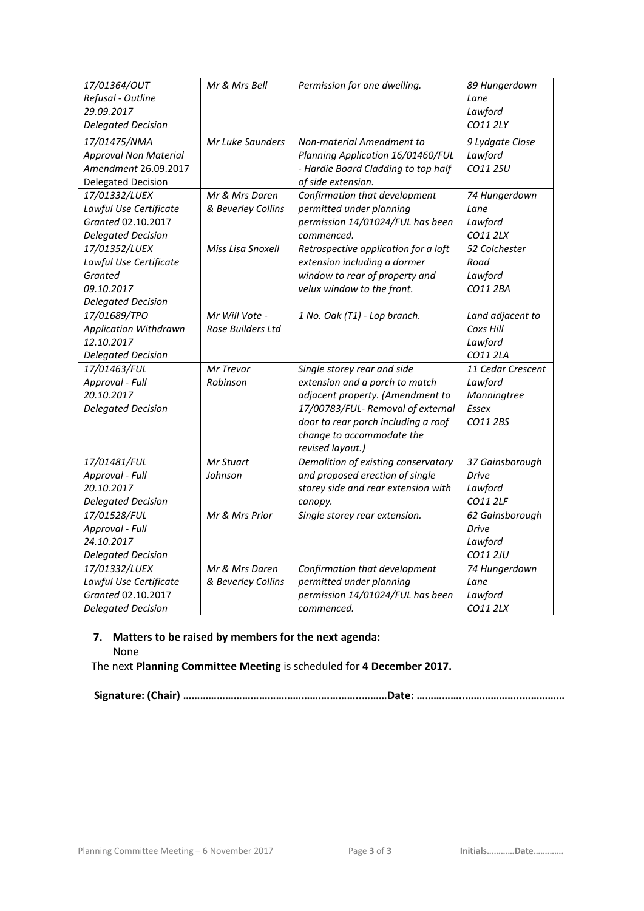| | | | |
|---|---|---|---|
| *17/01364/OUT Refusal - Outline 29.09.2017 Delegated Decision* | *Mr & Mrs Bell* | *Permission for one dwelling.* | *89 Hungerdown Lane Lawford CO11 2LY* |
| *17/01475/NMA Approval Non Material Amendment 26.09.2017 Delegated Decision* | *Mr Luke Saunders* | *Non-material Amendment to Planning Application 16/01460/FUL - Hardie Board Cladding to top half of side extension.* | *9 Lydgate Close Lawford CO11 2SU* |
| *17/01332/LUEX Lawful Use Certificate Granted 02.10.2017 Delegated Decision* | *Mr & Mrs Daren & Beverley Collins* | *Confirmation that development permitted under planning permission 14/01024/FUL has been commenced.* | *74 Hungerdown Lane Lawford CO11 2LX* |
| *17/01352/LUEX Lawful Use Certificate Granted 09.10.2017 Delegated Decision* | *Miss Lisa Snoxell* | *Retrospective application for a loft extension including a dormer window to rear of property and velux window to the front.* | *52 Colchester Road Lawford CO11 2BA* |
| *17/01689/TPO Application Withdrawn 12.10.2017 Delegated Decision* | *Mr Will Vote - Rose Builders Ltd* | *1 No. Oak (T1) - Lop branch.* | *Land adjacent to Coxs Hill Lawford CO11 2LA* |
| *17/01463/FUL Approval - Full 20.10.2017 Delegated Decision* | *Mr Trevor Robinson* | *Single storey rear and side extension and a porch to match adjacent property. (Amendment to 17/00783/FUL- Removal of external door to rear porch including a roof change to accommodate the revised layout.)* | *11 Cedar Crescent Lawford Manningtree Essex CO11 2BS* |
| *17/01481/FUL Approval - Full 20.10.2017 Delegated Decision* | *Mr Stuart Johnson* | *Demolition of existing conservatory and proposed erection of single storey side and rear extension with canopy.* | *37 Gainsborough Drive Lawford CO11 2LF* |
| *17/01528/FUL Approval - Full 24.10.2017 Delegated Decision* | *Mr & Mrs Prior* | *Single storey rear extension.* | *62 Gainsborough Drive Lawford CO11 2JU* |
| *17/01332/LUEX Lawful Use Certificate Granted 02.10.2017 Delegated Decision* | *Mr & Mrs Daren & Beverley Collins* | *Confirmation that development permitted under planning permission 14/01024/FUL has been commenced.* | *74 Hungerdown Lane Lawford CO11 2LX* |

7. **Matters to be raised by members for the next agenda:**
   None

The next **Planning Committee Meeting** is scheduled for **4 December 2017.**

**Signature: (Chair) ……………………………………………………..………Date: ………………..……………..……………**